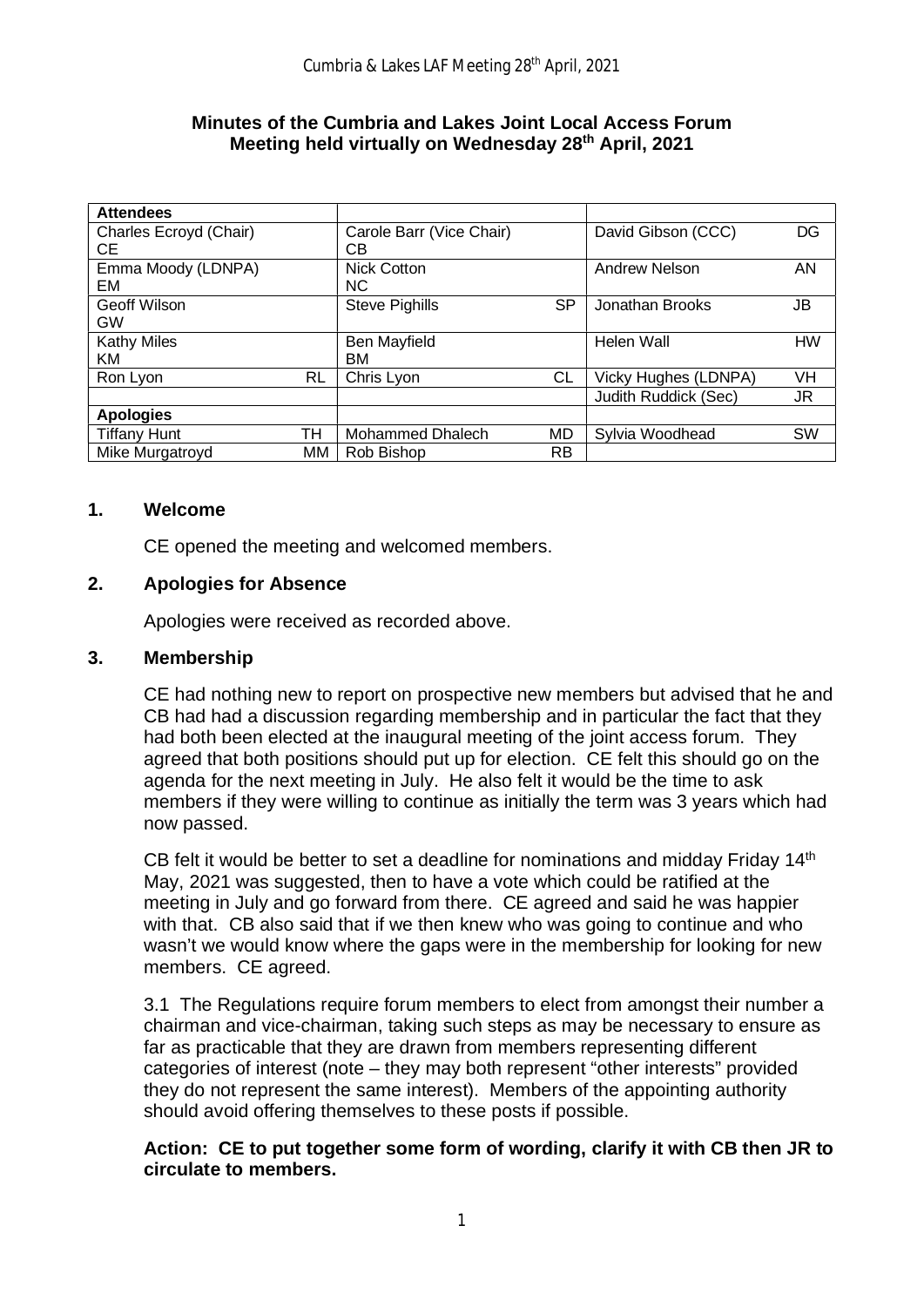**Minutes of the Cumbria and Lakes Joint Local Access Forum Meeting held virtually on Wednesday 28th April, 2021**

| Attendees | | |
|---|---|---|
| Charles Ecroyd (Chair) CE | Carole Barr (Vice Chair) CB | David Gibson (CCC) DG |
| Emma Moody (LDNPA) EM | Nick Cotton NC | Andrew Nelson AN |
| Geoff Wilson GW | Steve Pighills SP | Jonathan Brooks JB |
| Kathy Miles KM | Ben Mayfield BM | Helen Wall HW |
| Ron Lyon RL | Chris Lyon CL | Vicky Hughes (LDNPA) VH |
| | | Judith Ruddick (Sec) JR |
| **Apologies** | | |
| Tiffany Hunt TH | Mohammed Dhalech MD | Sylvia Woodhead SW |
| Mike Murgatroyd MM | Rob Bishop RB | |

## 1. Welcome

CE opened the meeting and welcomed members.

## 2. Apologies for Absence

Apologies were received as recorded above.

## 3. Membership

CE had nothing new to report on prospective new members but advised that he and CB had had a discussion regarding membership and in particular the fact that they had both been elected at the inaugural meeting of the joint access forum. They agreed that both positions should put up for election. CE felt this should go on the agenda for the next meeting in July. He also felt it would be the time to ask members if they were willing to continue as initially the term was 3 years which had now passed.

CB felt it would be better to set a deadline for nominations and midday Friday 14th May, 2021 was suggested, then to have a vote which could be ratified at the meeting in July and go forward from there. CE agreed and said he was happier with that. CB also said that if we then knew who was going to continue and who wasn't we would know where the gaps were in the membership for looking for new members. CE agreed.

3.1 The Regulations require forum members to elect from amongst their number a chairman and vice-chairman, taking such steps as may be necessary to ensure as far as practicable that they are drawn from members representing different categories of interest (note – they may both represent "other interests" provided they do not represent the same interest). Members of the appointing authority should avoid offering themselves to these posts if possible.

**Action: CE to put together some form of wording, clarify it with CB then JR to circulate to members.**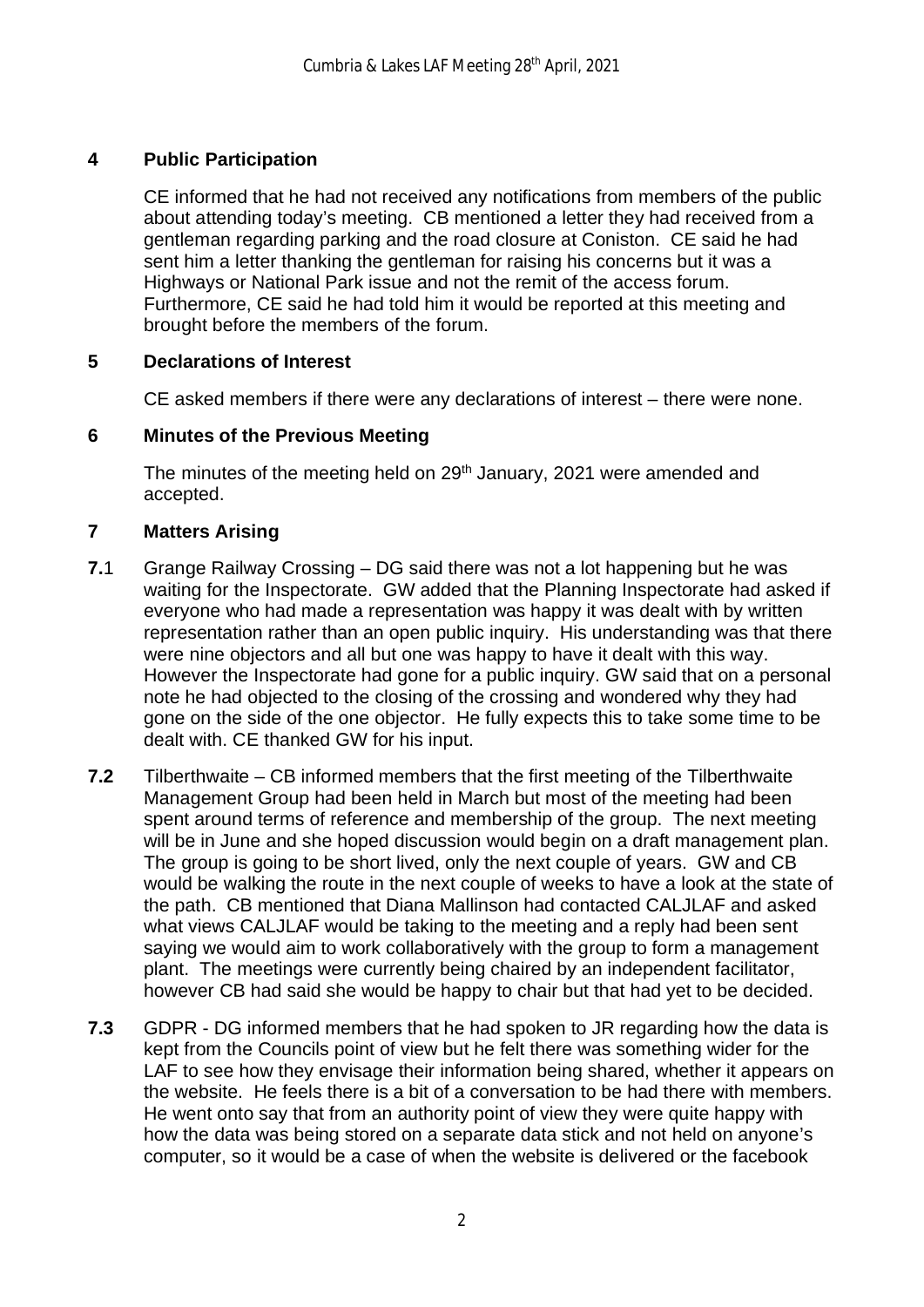## 4 Public Participation

CE informed that he had not received any notifications from members of the public about attending today's meeting. CB mentioned a letter they had received from a gentleman regarding parking and the road closure at Coniston. CE said he had sent him a letter thanking the gentleman for raising his concerns but it was a Highways or National Park issue and not the remit of the access forum. Furthermore, CE said he had told him it would be reported at this meeting and brought before the members of the forum.

## 5 Declarations of Interest

CE asked members if there were any declarations of interest – there were none.

## 6 Minutes of the Previous Meeting

The minutes of the meeting held on 29th January, 2021 were amended and accepted.

## 7 Matters Arising

**7.1** Grange Railway Crossing – DG said there was not a lot happening but he was waiting for the Inspectorate. GW added that the Planning Inspectorate had asked if everyone who had made a representation was happy it was dealt with by written representation rather than an open public inquiry. His understanding was that there were nine objectors and all but one was happy to have it dealt with this way. However the Inspectorate had gone for a public inquiry. GW said that on a personal note he had objected to the closing of the crossing and wondered why they had gone on the side of the one objector. He fully expects this to take some time to be dealt with. CE thanked GW for his input.

**7.2** Tilberthwaite – CB informed members that the first meeting of the Tilberthwaite Management Group had been held in March but most of the meeting had been spent around terms of reference and membership of the group. The next meeting will be in June and she hoped discussion would begin on a draft management plan. The group is going to be short lived, only the next couple of years. GW and CB would be walking the route in the next couple of weeks to have a look at the state of the path. CB mentioned that Diana Mallinson had contacted CALJLAF and asked what views CALJLAF would be taking to the meeting and a reply had been sent saying we would aim to work collaboratively with the group to form a management plant. The meetings were currently being chaired by an independent facilitator, however CB had said she would be happy to chair but that had yet to be decided.

**7.3** GDPR - DG informed members that he had spoken to JR regarding how the data is kept from the Councils point of view but he felt there was something wider for the LAF to see how they envisage their information being shared, whether it appears on the website. He feels there is a bit of a conversation to be had there with members. He went onto say that from an authority point of view they were quite happy with how the data was being stored on a separate data stick and not held on anyone's computer, so it would be a case of when the website is delivered or the facebook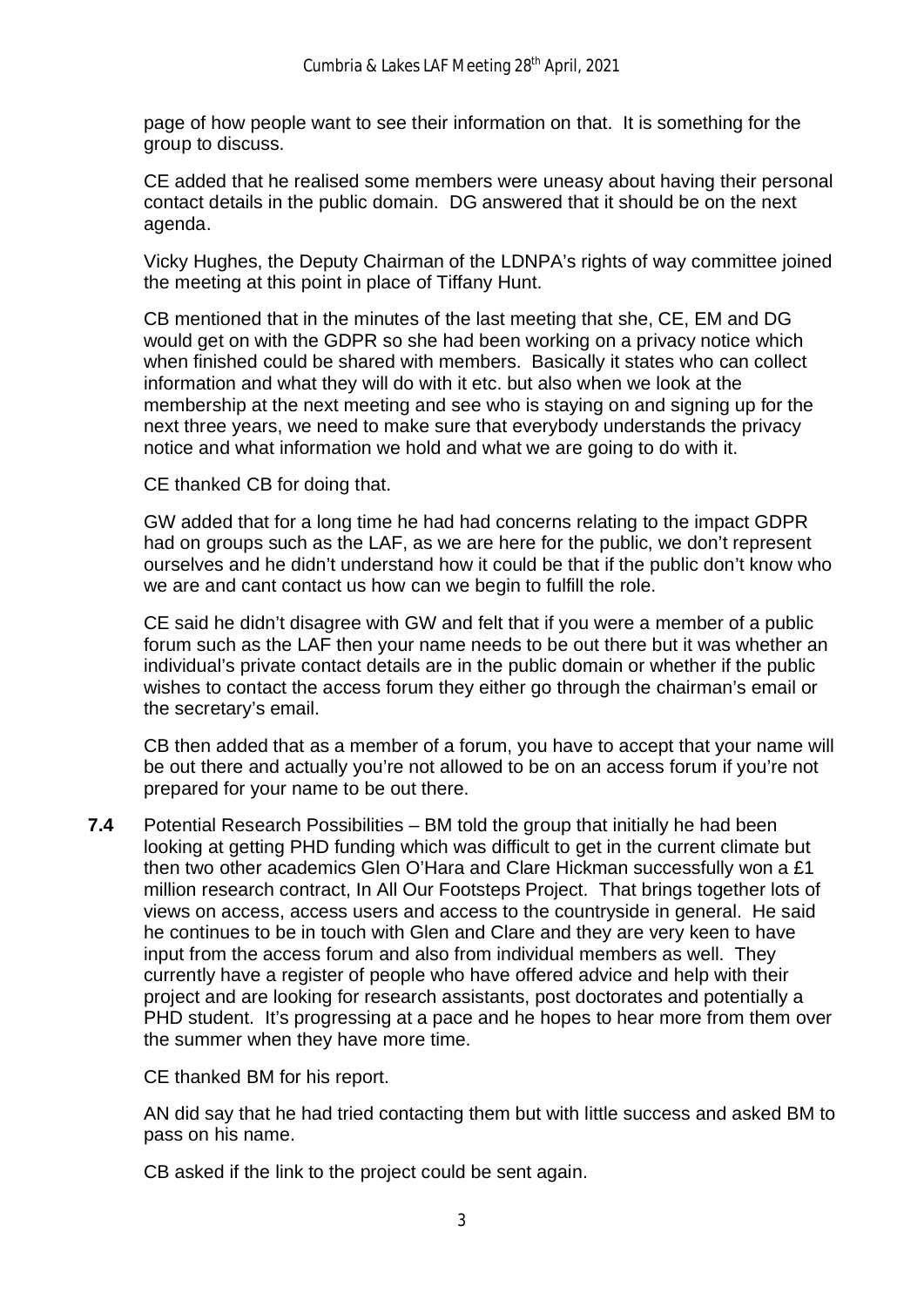page of how people want to see their information on that. It is something for the group to discuss.

CE added that he realised some members were uneasy about having their personal contact details in the public domain. DG answered that it should be on the next agenda.

Vicky Hughes, the Deputy Chairman of the LDNPA's rights of way committee joined the meeting at this point in place of Tiffany Hunt.

CB mentioned that in the minutes of the last meeting that she, CE, EM and DG would get on with the GDPR so she had been working on a privacy notice which when finished could be shared with members. Basically it states who can collect information and what they will do with it etc. but also when we look at the membership at the next meeting and see who is staying on and signing up for the next three years, we need to make sure that everybody understands the privacy notice and what information we hold and what we are going to do with it.

CE thanked CB for doing that.

GW added that for a long time he had had concerns relating to the impact GDPR had on groups such as the LAF, as we are here for the public, we don't represent ourselves and he didn't understand how it could be that if the public don't know who we are and cant contact us how can we begin to fulfill the role.

CE said he didn't disagree with GW and felt that if you were a member of a public forum such as the LAF then your name needs to be out there but it was whether an individual's private contact details are in the public domain or whether if the public wishes to contact the access forum they either go through the chairman's email or the secretary's email.

CB then added that as a member of a forum, you have to accept that your name will be out there and actually you're not allowed to be on an access forum if you're not prepared for your name to be out there.

**7.4** Potential Research Possibilities – BM told the group that initially he had been looking at getting PHD funding which was difficult to get in the current climate but then two other academics Glen O'Hara and Clare Hickman successfully won a £1 million research contract, In All Our Footsteps Project. That brings together lots of views on access, access users and access to the countryside in general. He said he continues to be in touch with Glen and Clare and they are very keen to have input from the access forum and also from individual members as well. They currently have a register of people who have offered advice and help with their project and are looking for research assistants, post doctorates and potentially a PHD student. It's progressing at a pace and he hopes to hear more from them over the summer when they have more time.

CE thanked BM for his report.

AN did say that he had tried contacting them but with little success and asked BM to pass on his name.

CB asked if the link to the project could be sent again.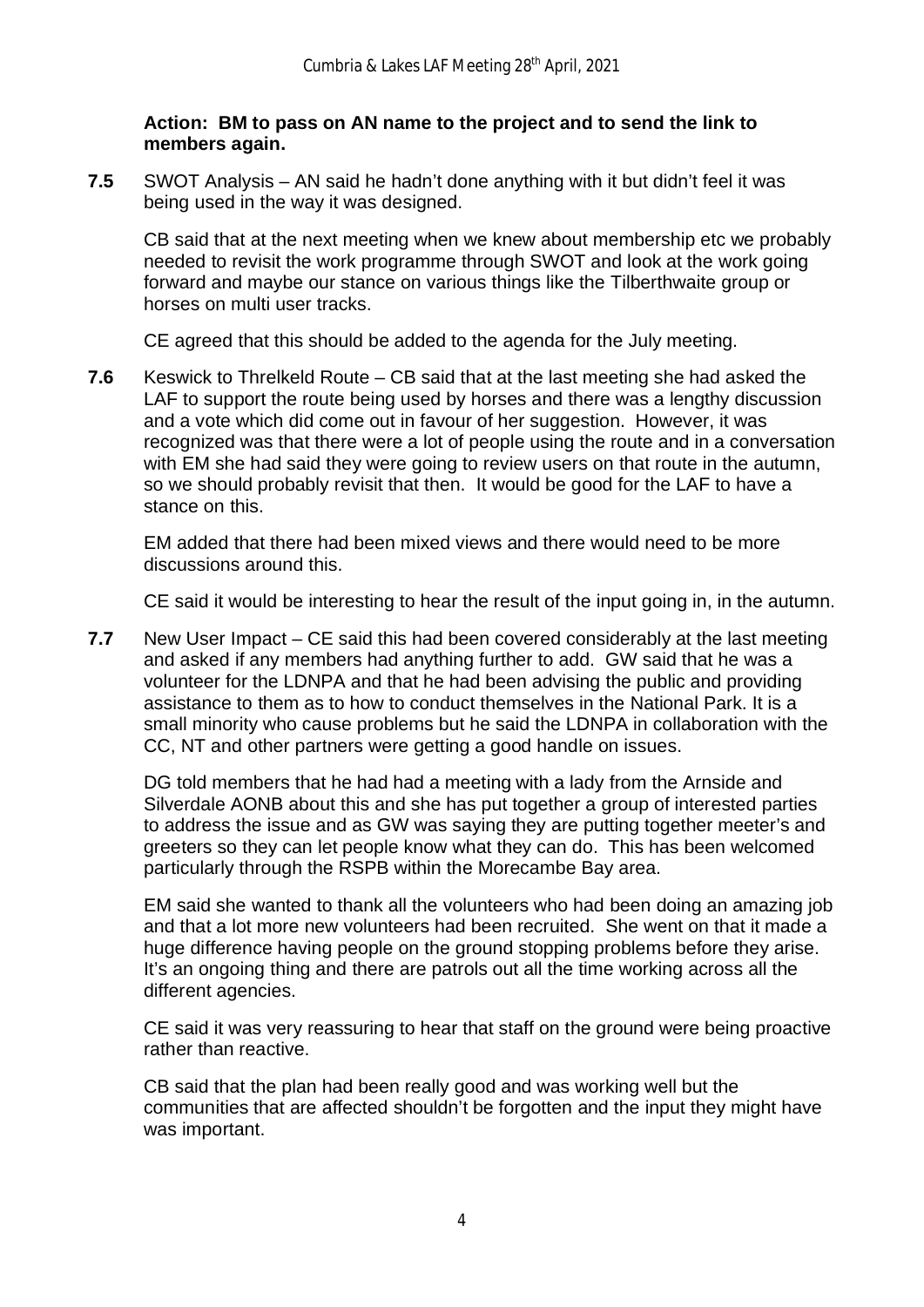**Action: BM to pass on AN name to the project and to send the link to members again.**

**7.5** SWOT Analysis – AN said he hadn't done anything with it but didn't feel it was being used in the way it was designed.

CB said that at the next meeting when we knew about membership etc we probably needed to revisit the work programme through SWOT and look at the work going forward and maybe our stance on various things like the Tilberthwaite group or horses on multi user tracks.

CE agreed that this should be added to the agenda for the July meeting.

**7.6** Keswick to Threlkeld Route – CB said that at the last meeting she had asked the LAF to support the route being used by horses and there was a lengthy discussion and a vote which did come out in favour of her suggestion. However, it was recognized was that there were a lot of people using the route and in a conversation with EM she had said they were going to review users on that route in the autumn, so we should probably revisit that then. It would be good for the LAF to have a stance on this.

EM added that there had been mixed views and there would need to be more discussions around this.

CE said it would be interesting to hear the result of the input going in, in the autumn.

**7.7** New User Impact – CE said this had been covered considerably at the last meeting and asked if any members had anything further to add. GW said that he was a volunteer for the LDNPA and that he had been advising the public and providing assistance to them as to how to conduct themselves in the National Park. It is a small minority who cause problems but he said the LDNPA in collaboration with the CC, NT and other partners were getting a good handle on issues.

DG told members that he had had a meeting with a lady from the Arnside and Silverdale AONB about this and she has put together a group of interested parties to address the issue and as GW was saying they are putting together meeter's and greeters so they can let people know what they can do. This has been welcomed particularly through the RSPB within the Morecambe Bay area.

EM said she wanted to thank all the volunteers who had been doing an amazing job and that a lot more new volunteers had been recruited. She went on that it made a huge difference having people on the ground stopping problems before they arise. It's an ongoing thing and there are patrols out all the time working across all the different agencies.

CE said it was very reassuring to hear that staff on the ground were being proactive rather than reactive.

CB said that the plan had been really good and was working well but the communities that are affected shouldn't be forgotten and the input they might have was important.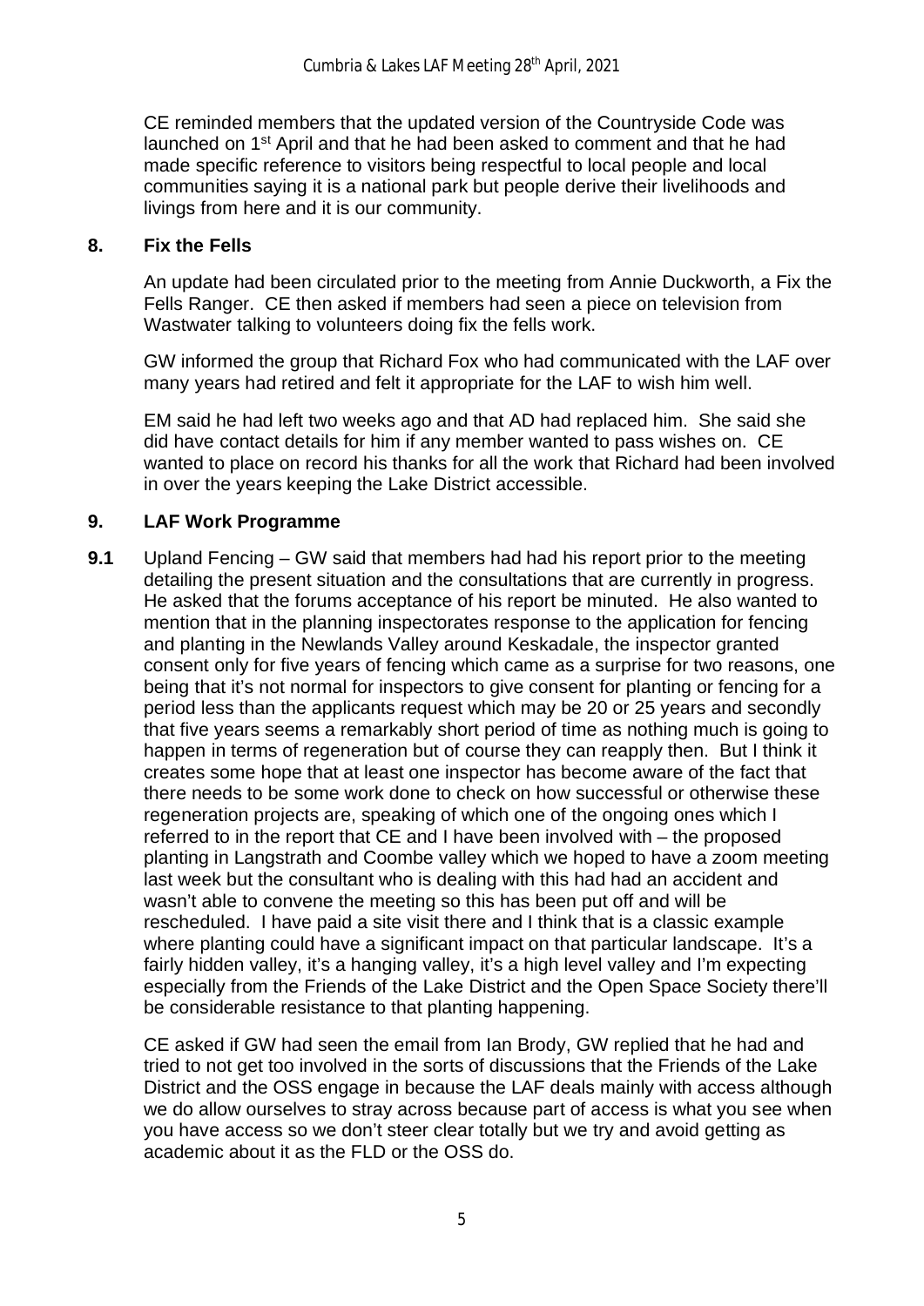CE reminded members that the updated version of the Countryside Code was launched on 1st April and that he had been asked to comment and that he had made specific reference to visitors being respectful to local people and local communities saying it is a national park but people derive their livelihoods and livings from here and it is our community.

## 8. Fix the Fells

An update had been circulated prior to the meeting from Annie Duckworth, a Fix the Fells Ranger. CE then asked if members had seen a piece on television from Wastwater talking to volunteers doing fix the fells work.

GW informed the group that Richard Fox who had communicated with the LAF over many years had retired and felt it appropriate for the LAF to wish him well.

EM said he had left two weeks ago and that AD had replaced him. She said she did have contact details for him if any member wanted to pass wishes on. CE wanted to place on record his thanks for all the work that Richard had been involved in over the years keeping the Lake District accessible.

## 9. LAF Work Programme

**9.1** Upland Fencing – GW said that members had had his report prior to the meeting detailing the present situation and the consultations that are currently in progress. He asked that the forums acceptance of his report be minuted. He also wanted to mention that in the planning inspectorates response to the application for fencing and planting in the Newlands Valley around Keskadale, the inspector granted consent only for five years of fencing which came as a surprise for two reasons, one being that it's not normal for inspectors to give consent for planting or fencing for a period less than the applicants request which may be 20 or 25 years and secondly that five years seems a remarkably short period of time as nothing much is going to happen in terms of regeneration but of course they can reapply then. But I think it creates some hope that at least one inspector has become aware of the fact that there needs to be some work done to check on how successful or otherwise these regeneration projects are, speaking of which one of the ongoing ones which I referred to in the report that CE and I have been involved with – the proposed planting in Langstrath and Coombe valley which we hoped to have a zoom meeting last week but the consultant who is dealing with this had had an accident and wasn't able to convene the meeting so this has been put off and will be rescheduled. I have paid a site visit there and I think that is a classic example where planting could have a significant impact on that particular landscape. It's a fairly hidden valley, it's a hanging valley, it's a high level valley and I'm expecting especially from the Friends of the Lake District and the Open Space Society there'll be considerable resistance to that planting happening.

CE asked if GW had seen the email from Ian Brody, GW replied that he had and tried to not get too involved in the sorts of discussions that the Friends of the Lake District and the OSS engage in because the LAF deals mainly with access although we do allow ourselves to stray across because part of access is what you see when you have access so we don't steer clear totally but we try and avoid getting as academic about it as the FLD or the OSS do.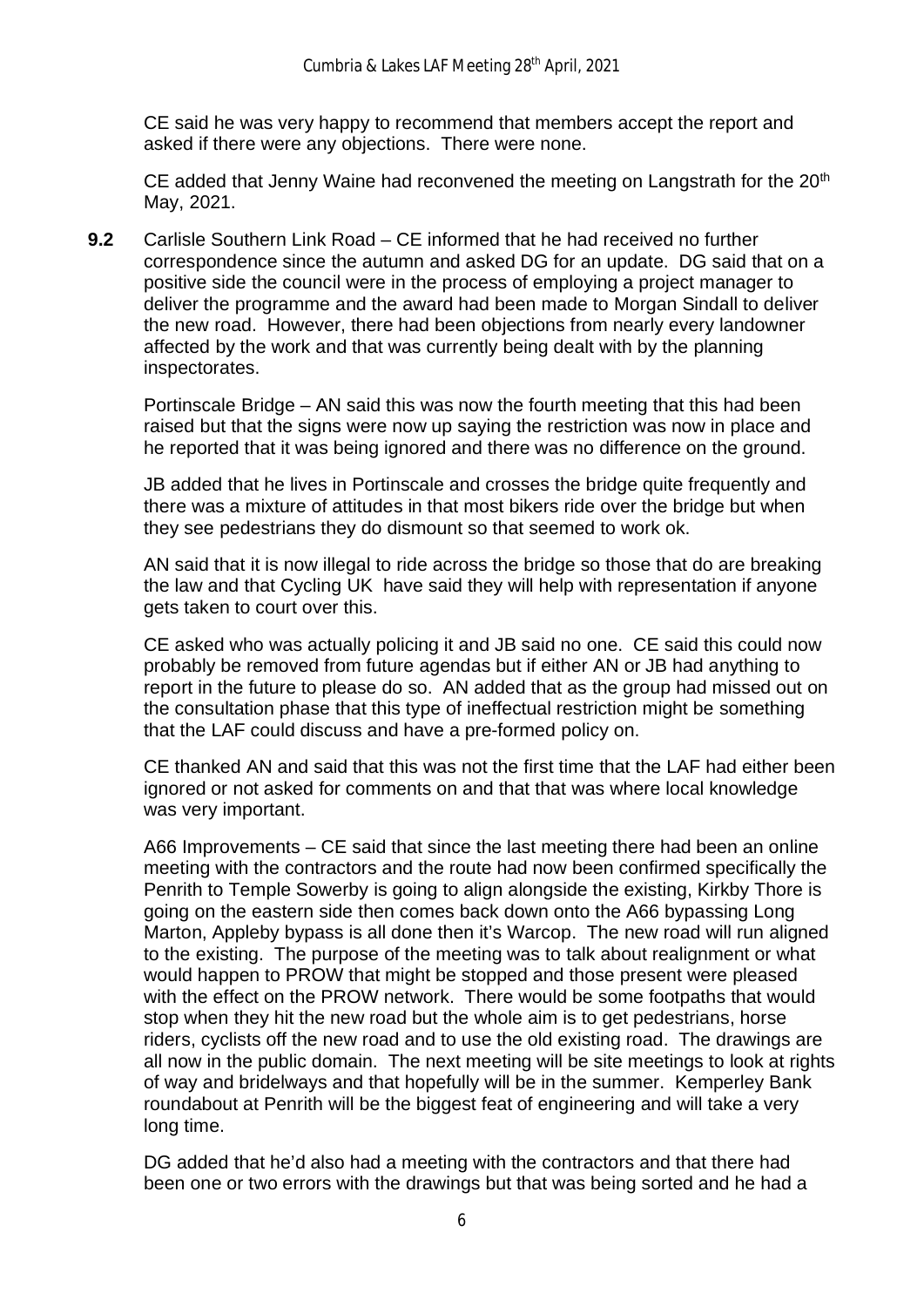CE said he was very happy to recommend that members accept the report and asked if there were any objections. There were none.

CE added that Jenny Waine had reconvened the meeting on Langstrath for the 20th May, 2021.

**9.2** Carlisle Southern Link Road – CE informed that he had received no further correspondence since the autumn and asked DG for an update. DG said that on a positive side the council were in the process of employing a project manager to deliver the programme and the award had been made to Morgan Sindall to deliver the new road. However, there had been objections from nearly every landowner affected by the work and that was currently being dealt with by the planning inspectorates.

Portinscale Bridge – AN said this was now the fourth meeting that this had been raised but that the signs were now up saying the restriction was now in place and he reported that it was being ignored and there was no difference on the ground.

JB added that he lives in Portinscale and crosses the bridge quite frequently and there was a mixture of attitudes in that most bikers ride over the bridge but when they see pedestrians they do dismount so that seemed to work ok.

AN said that it is now illegal to ride across the bridge so those that do are breaking the law and that Cycling UK have said they will help with representation if anyone gets taken to court over this.

CE asked who was actually policing it and JB said no one. CE said this could now probably be removed from future agendas but if either AN or JB had anything to report in the future to please do so. AN added that as the group had missed out on the consultation phase that this type of ineffectual restriction might be something that the LAF could discuss and have a pre-formed policy on.

CE thanked AN and said that this was not the first time that the LAF had either been ignored or not asked for comments on and that that was where local knowledge was very important.

A66 Improvements – CE said that since the last meeting there had been an online meeting with the contractors and the route had now been confirmed specifically the Penrith to Temple Sowerby is going to align alongside the existing, Kirkby Thore is going on the eastern side then comes back down onto the A66 bypassing Long Marton, Appleby bypass is all done then it's Warcop. The new road will run aligned to the existing. The purpose of the meeting was to talk about realignment or what would happen to PROW that might be stopped and those present were pleased with the effect on the PROW network. There would be some footpaths that would stop when they hit the new road but the whole aim is to get pedestrians, horse riders, cyclists off the new road and to use the old existing road. The drawings are all now in the public domain. The next meeting will be site meetings to look at rights of way and bridelways and that hopefully will be in the summer. Kemperley Bank roundabout at Penrith will be the biggest feat of engineering and will take a very long time.

DG added that he'd also had a meeting with the contractors and that there had been one or two errors with the drawings but that was being sorted and he had a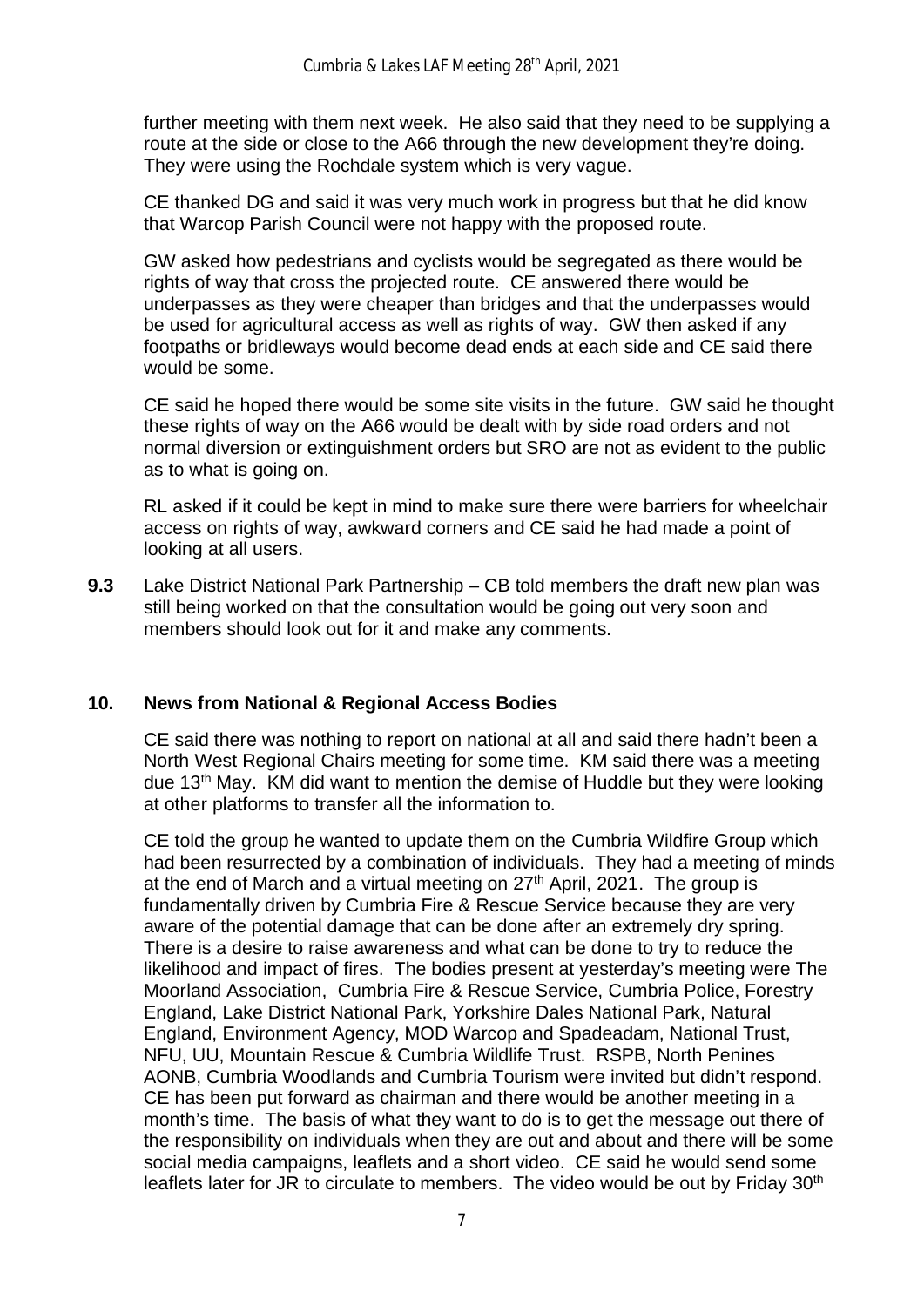further meeting with them next week. He also said that they need to be supplying a route at the side or close to the A66 through the new development they're doing. They were using the Rochdale system which is very vague.

CE thanked DG and said it was very much work in progress but that he did know that Warcop Parish Council were not happy with the proposed route.

GW asked how pedestrians and cyclists would be segregated as there would be rights of way that cross the projected route. CE answered there would be underpasses as they were cheaper than bridges and that the underpasses would be used for agricultural access as well as rights of way. GW then asked if any footpaths or bridleways would become dead ends at each side and CE said there would be some.

CE said he hoped there would be some site visits in the future. GW said he thought these rights of way on the A66 would be dealt with by side road orders and not normal diversion or extinguishment orders but SRO are not as evident to the public as to what is going on.

RL asked if it could be kept in mind to make sure there were barriers for wheelchair access on rights of way, awkward corners and CE said he had made a point of looking at all users.

**9.3** Lake District National Park Partnership – CB told members the draft new plan was still being worked on that the consultation would be going out very soon and members should look out for it and make any comments.

## 10. News from National & Regional Access Bodies

CE said there was nothing to report on national at all and said there hadn't been a North West Regional Chairs meeting for some time. KM said there was a meeting due 13th May. KM did want to mention the demise of Huddle but they were looking at other platforms to transfer all the information to.

CE told the group he wanted to update them on the Cumbria Wildfire Group which had been resurrected by a combination of individuals. They had a meeting of minds at the end of March and a virtual meeting on 27th April, 2021. The group is fundamentally driven by Cumbria Fire & Rescue Service because they are very aware of the potential damage that can be done after an extremely dry spring. There is a desire to raise awareness and what can be done to try to reduce the likelihood and impact of fires. The bodies present at yesterday's meeting were The Moorland Association, Cumbria Fire & Rescue Service, Cumbria Police, Forestry England, Lake District National Park, Yorkshire Dales National Park, Natural England, Environment Agency, MOD Warcop and Spadeadam, National Trust, NFU, UU, Mountain Rescue & Cumbria Wildlife Trust. RSPB, North Penines AONB, Cumbria Woodlands and Cumbria Tourism were invited but didn't respond. CE has been put forward as chairman and there would be another meeting in a month's time. The basis of what they want to do is to get the message out there of the responsibility on individuals when they are out and about and there will be some social media campaigns, leaflets and a short video. CE said he would send some leaflets later for JR to circulate to members. The video would be out by Friday 30th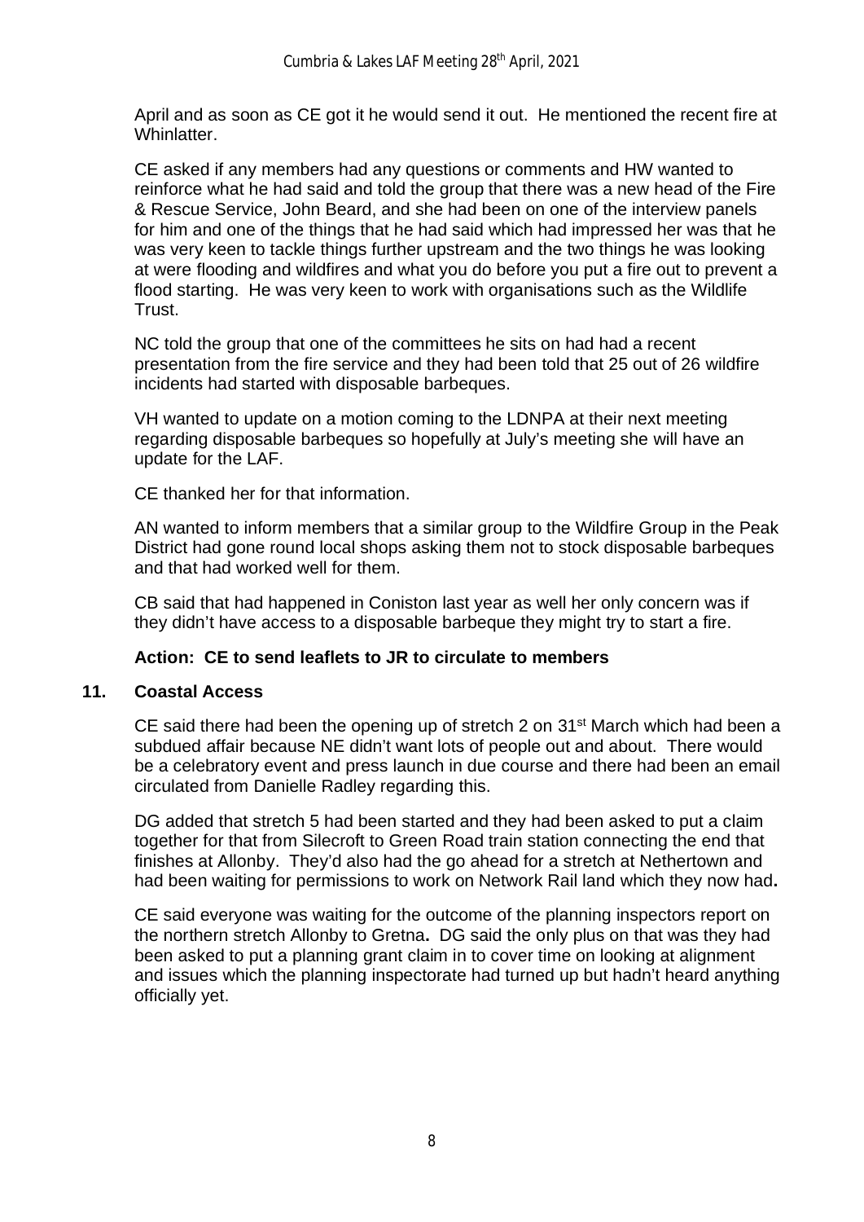April and as soon as CE got it he would send it out. He mentioned the recent fire at Whinlatter.

CE asked if any members had any questions or comments and HW wanted to reinforce what he had said and told the group that there was a new head of the Fire & Rescue Service, John Beard, and she had been on one of the interview panels for him and one of the things that he had said which had impressed her was that he was very keen to tackle things further upstream and the two things he was looking at were flooding and wildfires and what you do before you put a fire out to prevent a flood starting. He was very keen to work with organisations such as the Wildlife Trust.

NC told the group that one of the committees he sits on had had a recent presentation from the fire service and they had been told that 25 out of 26 wildfire incidents had started with disposable barbeques.

VH wanted to update on a motion coming to the LDNPA at their next meeting regarding disposable barbeques so hopefully at July's meeting she will have an update for the LAF.

CE thanked her for that information.

AN wanted to inform members that a similar group to the Wildfire Group in the Peak District had gone round local shops asking them not to stock disposable barbeques and that had worked well for them.

CB said that had happened in Coniston last year as well her only concern was if they didn't have access to a disposable barbeque they might try to start a fire.

**Action: CE to send leaflets to JR to circulate to members**

## 11. Coastal Access

CE said there had been the opening up of stretch 2 on 31st March which had been a subdued affair because NE didn't want lots of people out and about. There would be a celebratory event and press launch in due course and there had been an email circulated from Danielle Radley regarding this.

DG added that stretch 5 had been started and they had been asked to put a claim together for that from Silecroft to Green Road train station connecting the end that finishes at Allonby. They'd also had the go ahead for a stretch at Nethertown and had been waiting for permissions to work on Network Rail land which they now had**.**

CE said everyone was waiting for the outcome of the planning inspectors report on the northern stretch Allonby to Gretna**.** DG said the only plus on that was they had been asked to put a planning grant claim in to cover time on looking at alignment and issues which the planning inspectorate had turned up but hadn't heard anything officially yet.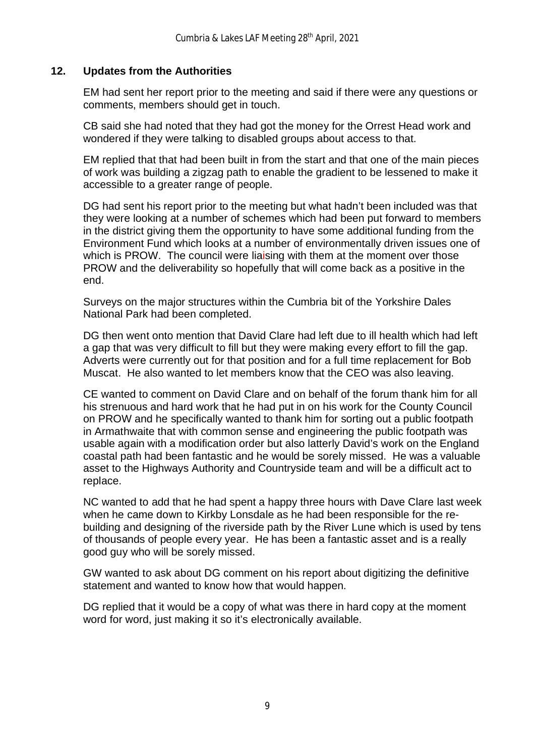## 12. Updates from the Authorities

EM had sent her report prior to the meeting and said if there were any questions or comments, members should get in touch.

CB said she had noted that they had got the money for the Orrest Head work and wondered if they were talking to disabled groups about access to that.

EM replied that that had been built in from the start and that one of the main pieces of work was building a zigzag path to enable the gradient to be lessened to make it accessible to a greater range of people.

DG had sent his report prior to the meeting but what hadn't been included was that they were looking at a number of schemes which had been put forward to members in the district giving them the opportunity to have some additional funding from the Environment Fund which looks at a number of environmentally driven issues one of which is PROW. The council were liaising with them at the moment over those PROW and the deliverability so hopefully that will come back as a positive in the end.

Surveys on the major structures within the Cumbria bit of the Yorkshire Dales National Park had been completed.

DG then went onto mention that David Clare had left due to ill health which had left a gap that was very difficult to fill but they were making every effort to fill the gap. Adverts were currently out for that position and for a full time replacement for Bob Muscat. He also wanted to let members know that the CEO was also leaving.

CE wanted to comment on David Clare and on behalf of the forum thank him for all his strenuous and hard work that he had put in on his work for the County Council on PROW and he specifically wanted to thank him for sorting out a public footpath in Armathwaite that with common sense and engineering the public footpath was usable again with a modification order but also latterly David's work on the England coastal path had been fantastic and he would be sorely missed. He was a valuable asset to the Highways Authority and Countryside team and will be a difficult act to replace.

NC wanted to add that he had spent a happy three hours with Dave Clare last week when he came down to Kirkby Lonsdale as he had been responsible for the re-building and designing of the riverside path by the River Lune which is used by tens of thousands of people every year. He has been a fantastic asset and is a really good guy who will be sorely missed.

GW wanted to ask about DG comment on his report about digitizing the definitive statement and wanted to know how that would happen.

DG replied that it would be a copy of what was there in hard copy at the moment word for word, just making it so it's electronically available.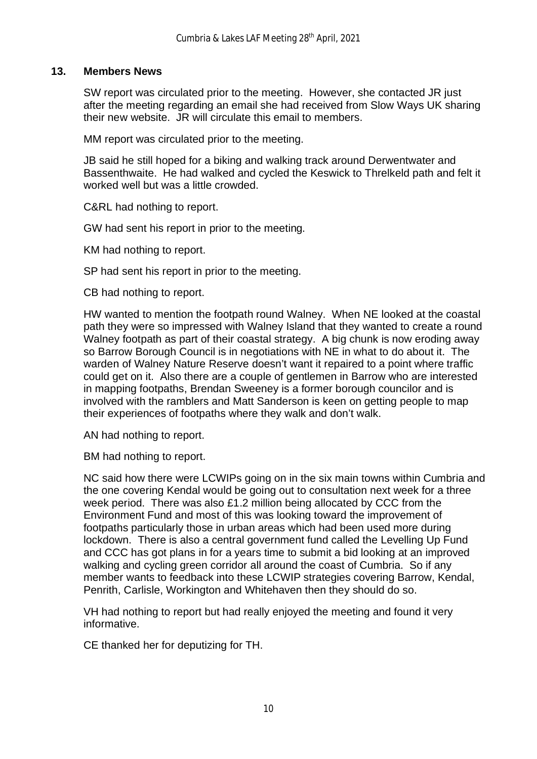## 13. Members News

SW report was circulated prior to the meeting. However, she contacted JR just after the meeting regarding an email she had received from Slow Ways UK sharing their new website. JR will circulate this email to members.

MM report was circulated prior to the meeting.

JB said he still hoped for a biking and walking track around Derwentwater and Bassenthwaite. He had walked and cycled the Keswick to Threlkeld path and felt it worked well but was a little crowded.

C&RL had nothing to report.

GW had sent his report in prior to the meeting.

KM had nothing to report.

SP had sent his report in prior to the meeting.

CB had nothing to report.

HW wanted to mention the footpath round Walney. When NE looked at the coastal path they were so impressed with Walney Island that they wanted to create a round Walney footpath as part of their coastal strategy. A big chunk is now eroding away so Barrow Borough Council is in negotiations with NE in what to do about it. The warden of Walney Nature Reserve doesn't want it repaired to a point where traffic could get on it. Also there are a couple of gentlemen in Barrow who are interested in mapping footpaths, Brendan Sweeney is a former borough councilor and is involved with the ramblers and Matt Sanderson is keen on getting people to map their experiences of footpaths where they walk and don't walk.

AN had nothing to report.

BM had nothing to report.

NC said how there were LCWIPs going on in the six main towns within Cumbria and the one covering Kendal would be going out to consultation next week for a three week period. There was also £1.2 million being allocated by CCC from the Environment Fund and most of this was looking toward the improvement of footpaths particularly those in urban areas which had been used more during lockdown. There is also a central government fund called the Levelling Up Fund and CCC has got plans in for a years time to submit a bid looking at an improved walking and cycling green corridor all around the coast of Cumbria. So if any member wants to feedback into these LCWIP strategies covering Barrow, Kendal, Penrith, Carlisle, Workington and Whitehaven then they should do so.

VH had nothing to report but had really enjoyed the meeting and found it very informative.

CE thanked her for deputizing for TH.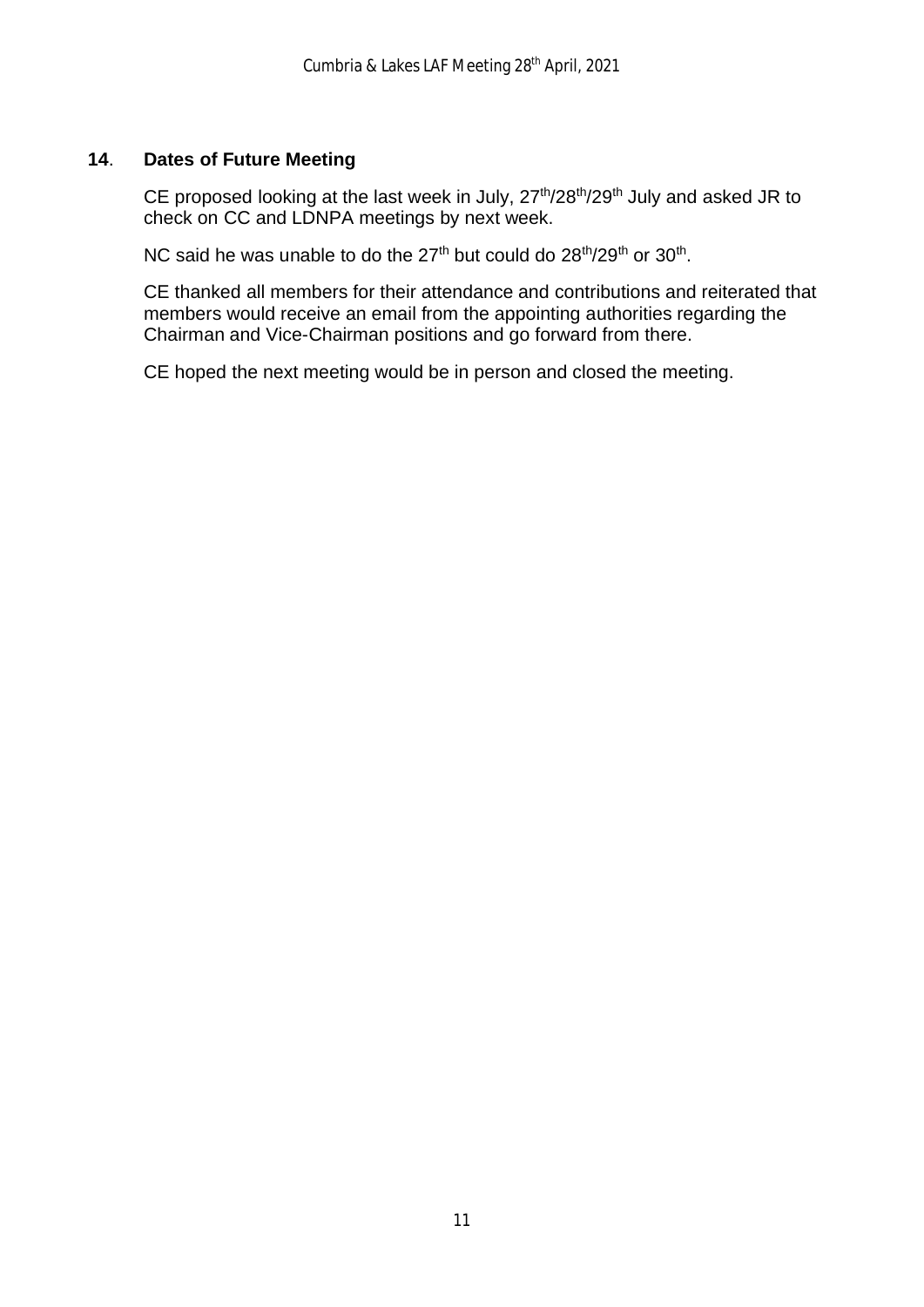## 14. Dates of Future Meeting

CE proposed looking at the last week in July, 27th/28th/29th July and asked JR to check on CC and LDNPA meetings by next week.

NC said he was unable to do the 27th but could do 28th/29th or 30th.

CE thanked all members for their attendance and contributions and reiterated that members would receive an email from the appointing authorities regarding the Chairman and Vice-Chairman positions and go forward from there.

CE hoped the next meeting would be in person and closed the meeting.